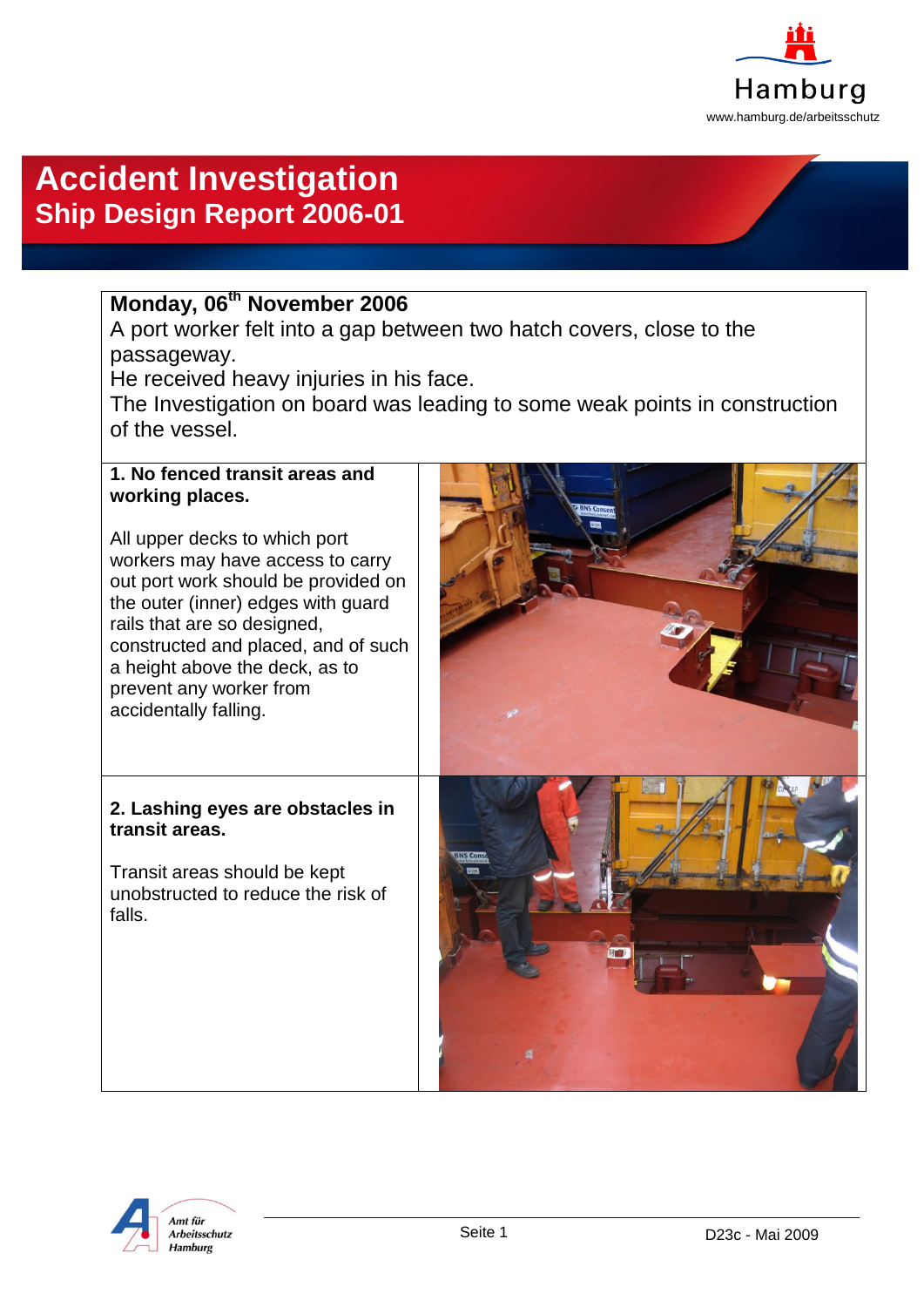# Accident Investigation
## Ship Design Report 2006-01

**Monday, 06th November 2006**

A port worker felt into a gap between two hatch covers, close to the passageway.

He received heavy injuries in his face.

The Investigation on board was leading to some weak points in construction of the vessel.

**1. No fenced transit areas and working places.**

All upper decks to which port workers may have access to carry out port work should be provided on the outer (inner) edges with guard rails that are so designed, constructed and placed, and of such a height above the deck, as to prevent any worker from accidentally falling.

**2. Lashing eyes are obstacles in transit areas.**

Transit areas should be kept unobstructed to reduce the risk of falls.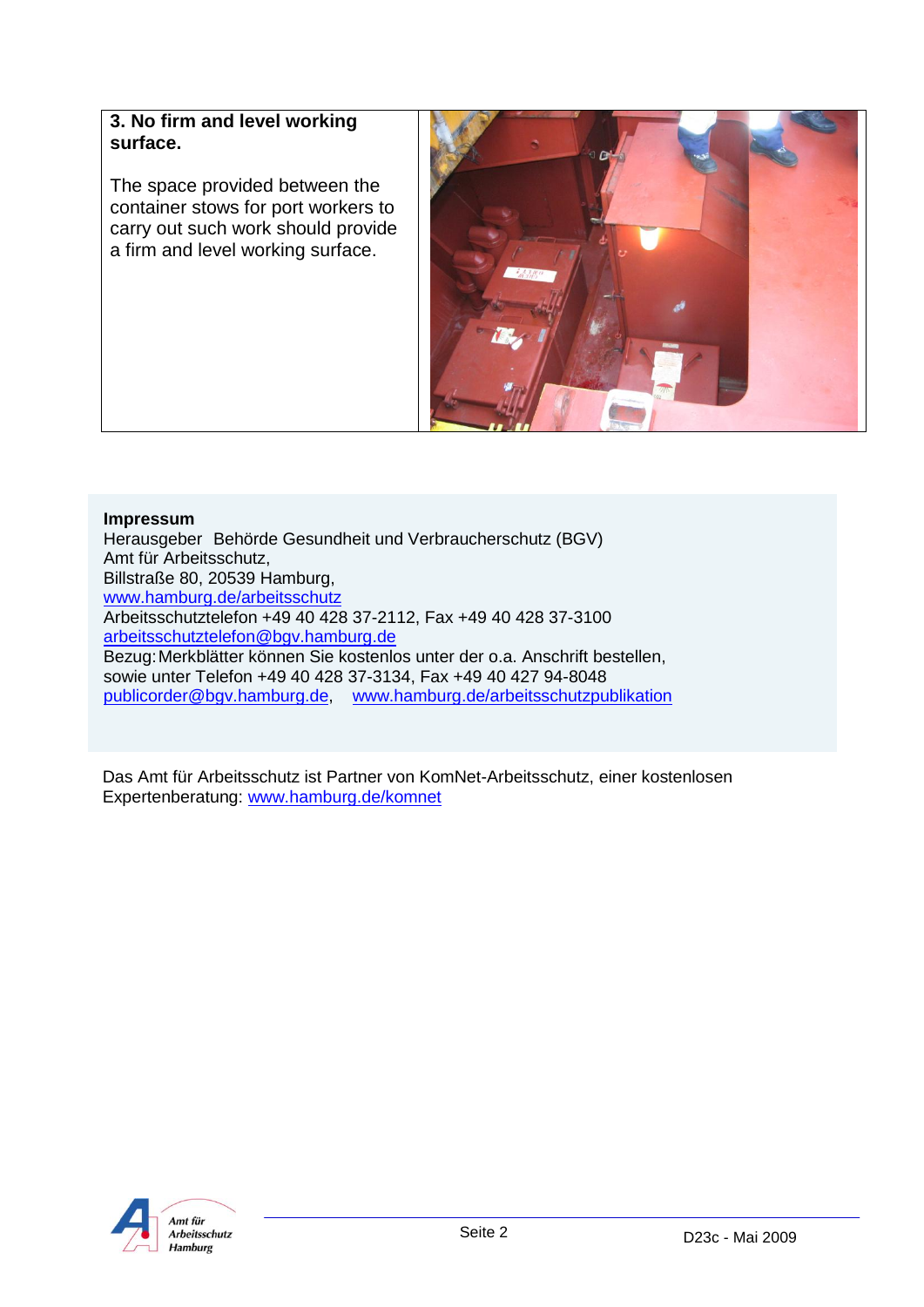**3. No firm and level working surface.**

The space provided between the container stows for port workers to carry out such work should provide a firm and level working surface.

**Impressum**

Herausgeber Behörde Gesundheit und Verbraucherschutz (BGV)
Amt für Arbeitsschutz,
Billstraße 80, 20539 Hamburg,
www.hamburg.de/arbeitsschutz
Arbeitsschutztelefon +49 40 428 37-2112, Fax +49 40 428 37-3100
arbeitsschutztelefon@bgv.hamburg.de
Bezug: Merkblätter können Sie kostenlos unter der o.a. Anschrift bestellen, sowie unter Telefon +49 40 428 37-3134, Fax +49 40 427 94-8048
publicorder@bgv.hamburg.de, www.hamburg.de/arbeitsschutzpublikation

Das Amt für Arbeitsschutz ist Partner von KomNet-Arbeitsschutz, einer kostenlosen Expertenberatung: www.hamburg.de/komnet

D23c - Mai 2009